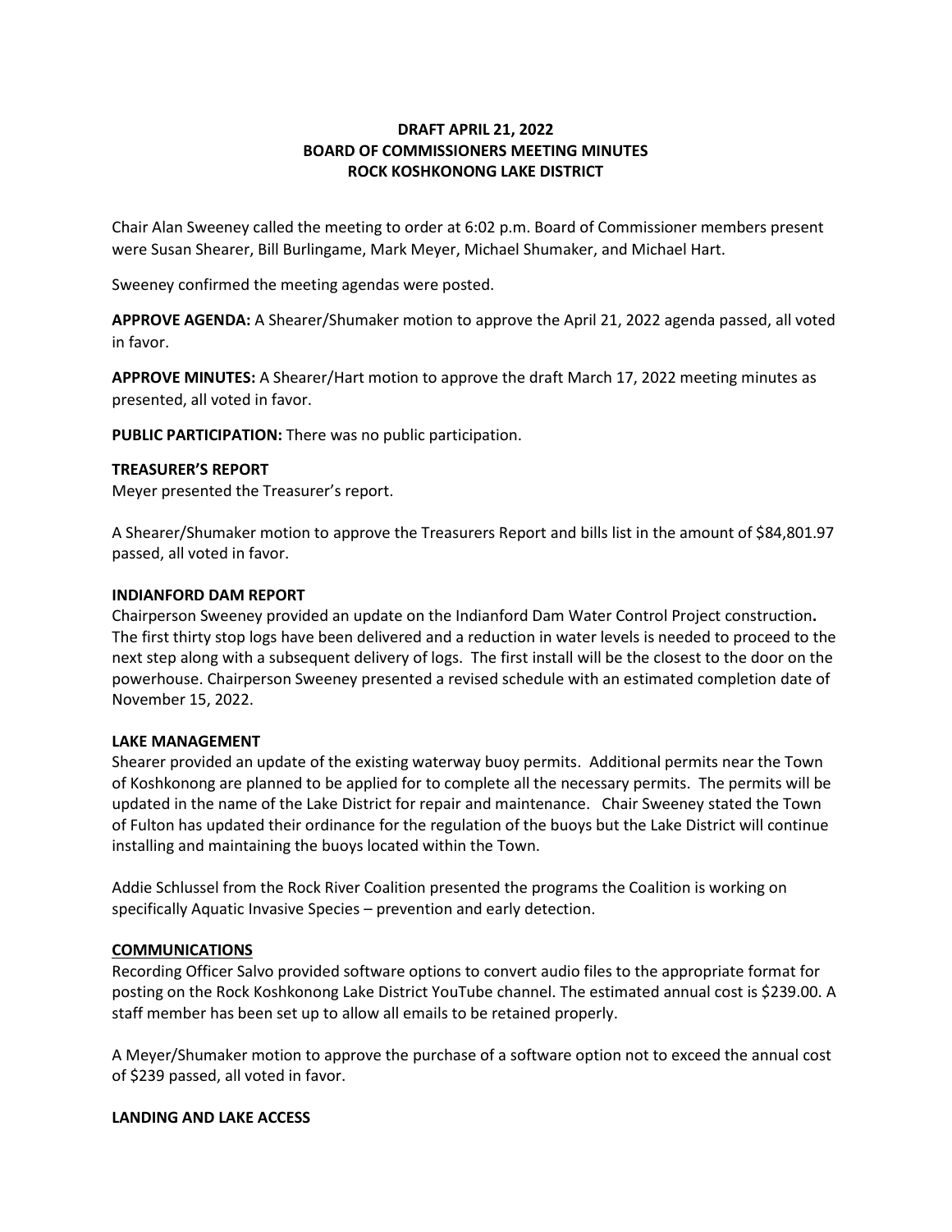**DRAFT APRIL 21, 2022**
**BOARD OF COMMISSIONERS MEETING MINUTES**
**ROCK KOSHKONONG LAKE DISTRICT**

Chair Alan Sweeney called the meeting to order at 6:02 p.m. Board of Commissioner members present were Susan Shearer, Bill Burlingame, Mark Meyer, Michael Shumaker, and Michael Hart.

Sweeney confirmed the meeting agendas were posted.

**APPROVE AGENDA:** A Shearer/Shumaker motion to approve the April 21, 2022 agenda passed, all voted in favor.

**APPROVE MINUTES:** A Shearer/Hart motion to approve the draft March 17, 2022 meeting minutes as presented, all voted in favor.

**PUBLIC PARTICIPATION:** There was no public participation.

**TREASURER'S REPORT**

Meyer presented the Treasurer's report.

A Shearer/Shumaker motion to approve the Treasurers Report and bills list in the amount of $84,801.97 passed, all voted in favor.

**INDIANFORD DAM REPORT**

Chairperson Sweeney provided an update on the Indianford Dam Water Control Project construction**.** The first thirty stop logs have been delivered and a reduction in water levels is needed to proceed to the next step along with a subsequent delivery of logs. The first install will be the closest to the door on the powerhouse. Chairperson Sweeney presented a revised schedule with an estimated completion date of November 15, 2022.

**LAKE MANAGEMENT**

Shearer provided an update of the existing waterway buoy permits. Additional permits near the Town of Koshkonong are planned to be applied for to complete all the necessary permits. The permits will be updated in the name of the Lake District for repair and maintenance. Chair Sweeney stated the Town of Fulton has updated their ordinance for the regulation of the buoys but the Lake District will continue installing and maintaining the buoys located within the Town.

Addie Schlussel from the Rock River Coalition presented the programs the Coalition is working on specifically Aquatic Invasive Species – prevention and early detection.

**COMMUNICATIONS**

Recording Officer Salvo provided software options to convert audio files to the appropriate format for posting on the Rock Koshkonong Lake District YouTube channel. The estimated annual cost is $239.00. A staff member has been set up to allow all emails to be retained properly.

A Meyer/Shumaker motion to approve the purchase of a software option not to exceed the annual cost of $239 passed, all voted in favor.

**LANDING AND LAKE ACCESS**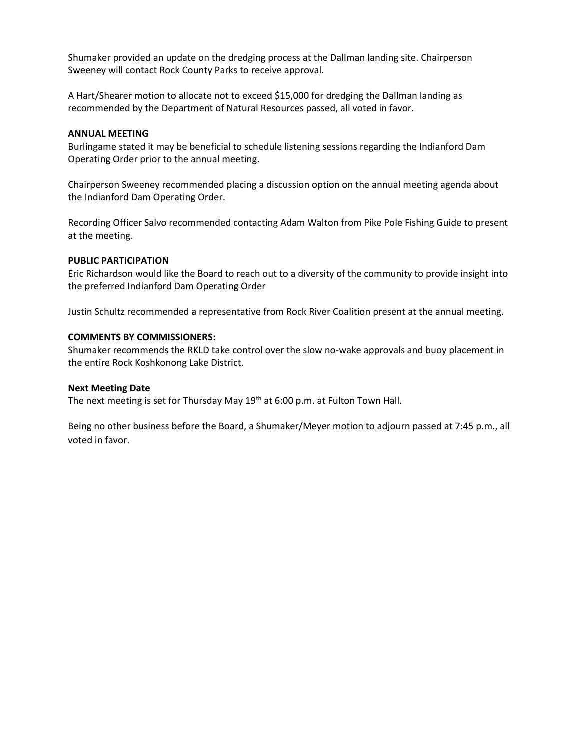Shumaker provided an update on the dredging process at the Dallman landing site. Chairperson Sweeney will contact Rock County Parks to receive approval.

A Hart/Shearer motion to allocate not to exceed $15,000 for dredging the Dallman landing as recommended by the Department of Natural Resources passed, all voted in favor.

**ANNUAL MEETING**

Burlingame stated it may be beneficial to schedule listening sessions regarding the Indianford Dam Operating Order prior to the annual meeting.

Chairperson Sweeney recommended placing a discussion option on the annual meeting agenda about the Indianford Dam Operating Order.

Recording Officer Salvo recommended contacting Adam Walton from Pike Pole Fishing Guide to present at the meeting.

**PUBLIC PARTICIPATION**

Eric Richardson would like the Board to reach out to a diversity of the community to provide insight into the preferred Indianford Dam Operating Order

Justin Schultz recommended a representative from Rock River Coalition present at the annual meeting.

**COMMENTS BY COMMISSIONERS:**

Shumaker recommends the RKLD take control over the slow no-wake approvals and buoy placement in the entire Rock Koshkonong Lake District.

**Next Meeting Date**

The next meeting is set for Thursday May 19th at 6:00 p.m. at Fulton Town Hall.

Being no other business before the Board, a Shumaker/Meyer motion to adjourn passed at 7:45 p.m., all voted in favor.